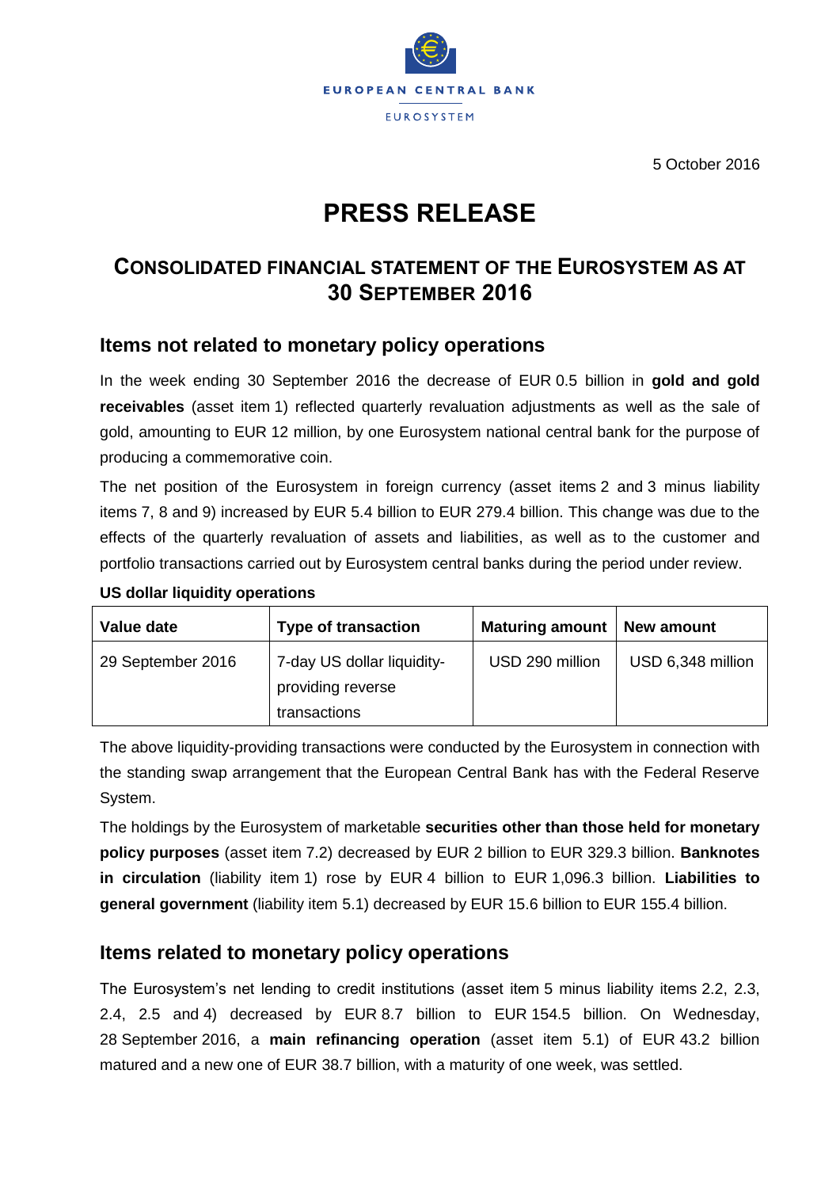EUROPEAN CENTRAL BANK

EUROSYSTEM

5 October 2016

# PRESS RELEASE

## CONSOLIDATED FINANCIAL STATEMENT OF THE EUROSYSTEM AS AT 30 SEPTEMBER 2016

### Items not related to monetary policy operations

In the week ending 30 September 2016 the decrease of EUR 0.5 billion in **gold and gold receivables** (asset item 1) reflected quarterly revaluation adjustments as well as the sale of gold, amounting to EUR 12 million, by one Eurosystem national central bank for the purpose of producing a commemorative coin.

The net position of the Eurosystem in foreign currency (asset items 2 and 3 minus liability items 7, 8 and 9) increased by EUR 5.4 billion to EUR 279.4 billion. This change was due to the effects of the quarterly revaluation of assets and liabilities, as well as to the customer and portfolio transactions carried out by Eurosystem central banks during the period under review.

**US dollar liquidity operations**

| Value date | Type of transaction | Maturing amount | New amount |
|---|---|---|---|
| 29 September 2016 | 7-day US dollar liquidity-providing reverse transactions | USD 290 million | USD 6,348 million |

The above liquidity-providing transactions were conducted by the Eurosystem in connection with the standing swap arrangement that the European Central Bank has with the Federal Reserve System.

The holdings by the Eurosystem of marketable **securities other than those held for monetary policy purposes** (asset item 7.2) decreased by EUR 2 billion to EUR 329.3 billion. **Banknotes in circulation** (liability item 1) rose by EUR 4 billion to EUR 1,096.3 billion. **Liabilities to general government** (liability item 5.1) decreased by EUR 15.6 billion to EUR 155.4 billion.

### Items related to monetary policy operations

The Eurosystem's net lending to credit institutions (asset item 5 minus liability items 2.2, 2.3, 2.4, 2.5 and 4) decreased by EUR 8.7 billion to EUR 154.5 billion. On Wednesday, 28 September 2016, a **main refinancing operation** (asset item 5.1) of EUR 43.2 billion matured and a new one of EUR 38.7 billion, with a maturity of one week, was settled.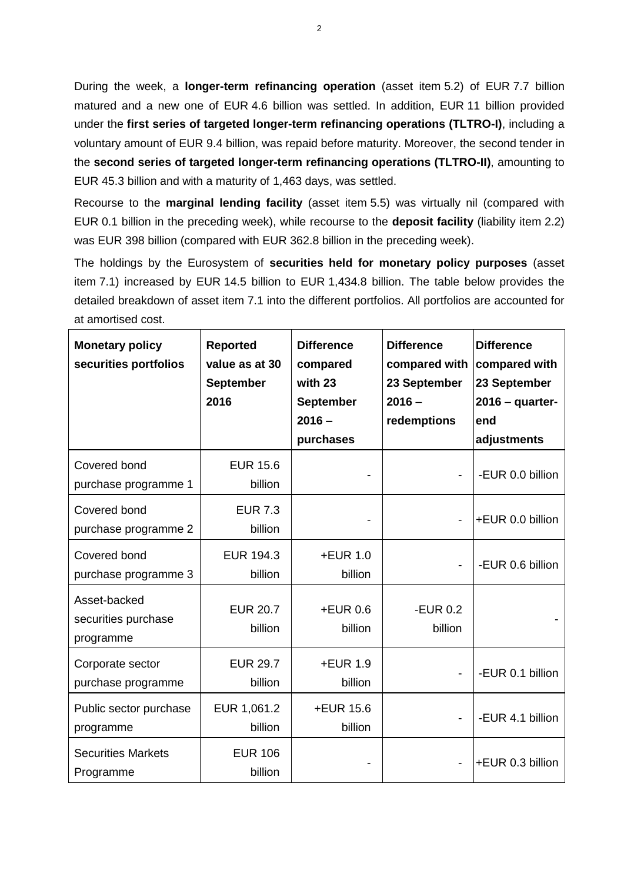During the week, a **longer-term refinancing operation** (asset item 5.2) of EUR 7.7 billion matured and a new one of EUR 4.6 billion was settled. In addition, EUR 11 billion provided under the **first series of targeted longer-term refinancing operations (TLTRO-I)**, including a voluntary amount of EUR 9.4 billion, was repaid before maturity. Moreover, the second tender in the **second series of targeted longer-term refinancing operations (TLTRO-II)**, amounting to EUR 45.3 billion and with a maturity of 1,463 days, was settled.

Recourse to the **marginal lending facility** (asset item 5.5) was virtually nil (compared with EUR 0.1 billion in the preceding week), while recourse to the **deposit facility** (liability item 2.2) was EUR 398 billion (compared with EUR 362.8 billion in the preceding week).

The holdings by the Eurosystem of **securities held for monetary policy purposes** (asset item 7.1) increased by EUR 14.5 billion to EUR 1,434.8 billion. The table below provides the detailed breakdown of asset item 7.1 into the different portfolios. All portfolios are accounted for at amortised cost.

| **Monetary policy securities portfolios** | **Reported value as at 30 September 2016** | **Difference compared with 23 September 2016 – purchases** | **Difference compared with 23 September 2016 – redemptions** | **Difference compared with 23 September 2016 – quarter-end adjustments** |
|---|---|---|---|---|
| Covered bond purchase programme 1 | EUR 15.6 billion | - | - | -EUR 0.0 billion |
| Covered bond purchase programme 2 | EUR 7.3 billion | - | - | +EUR 0.0 billion |
| Covered bond purchase programme 3 | EUR 194.3 billion | +EUR 1.0 billion | - | -EUR 0.6 billion |
| Asset-backed securities purchase programme | EUR 20.7 billion | +EUR 0.6 billion | -EUR 0.2 billion | - |
| Corporate sector purchase programme | EUR 29.7 billion | +EUR 1.9 billion | - | -EUR 0.1 billion |
| Public sector purchase programme | EUR 1,061.2 billion | +EUR 15.6 billion | - | -EUR 4.1 billion |
| Securities Markets Programme | EUR 106 billion | - | - | +EUR 0.3 billion |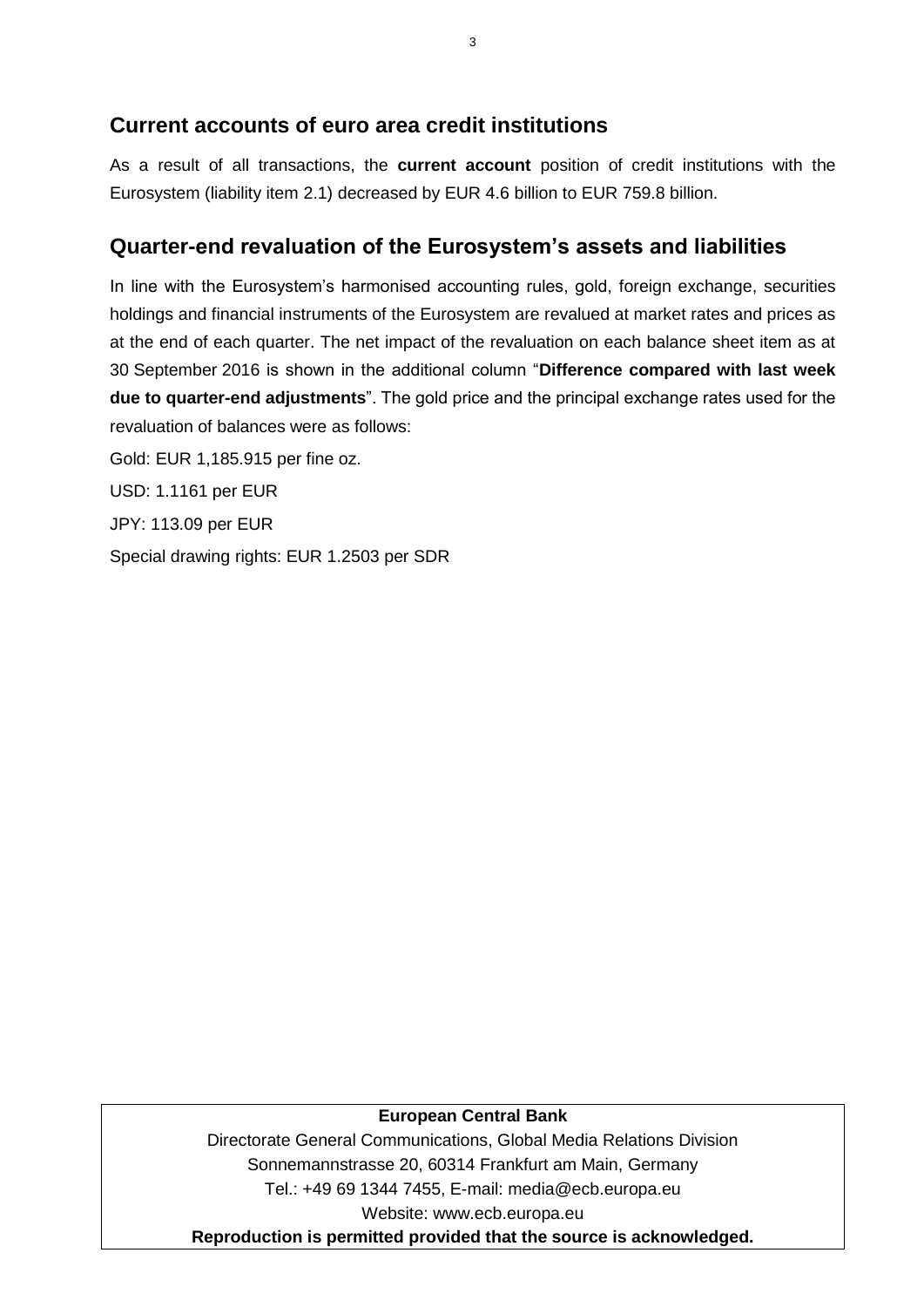## Current accounts of euro area credit institutions

As a result of all transactions, the **current account** position of credit institutions with the Eurosystem (liability item 2.1) decreased by EUR 4.6 billion to EUR 759.8 billion.

## Quarter-end revaluation of the Eurosystem's assets and liabilities

In line with the Eurosystem's harmonised accounting rules, gold, foreign exchange, securities holdings and financial instruments of the Eurosystem are revalued at market rates and prices as at the end of each quarter. The net impact of the revaluation on each balance sheet item as at 30 September 2016 is shown in the additional column "**Difference compared with last week due to quarter-end adjustments**". The gold price and the principal exchange rates used for the revaluation of balances were as follows:

Gold: EUR 1,185.915 per fine oz.

USD: 1.1161 per EUR

JPY: 113.09 per EUR

Special drawing rights: EUR 1.2503 per SDR

**European Central Bank**

Directorate General Communications, Global Media Relations Division

Sonnemannstrasse 20, 60314 Frankfurt am Main, Germany

Tel.: +49 69 1344 7455, E-mail: media@ecb.europa.eu

Website: www.ecb.europa.eu

**Reproduction is permitted provided that the source is acknowledged.**